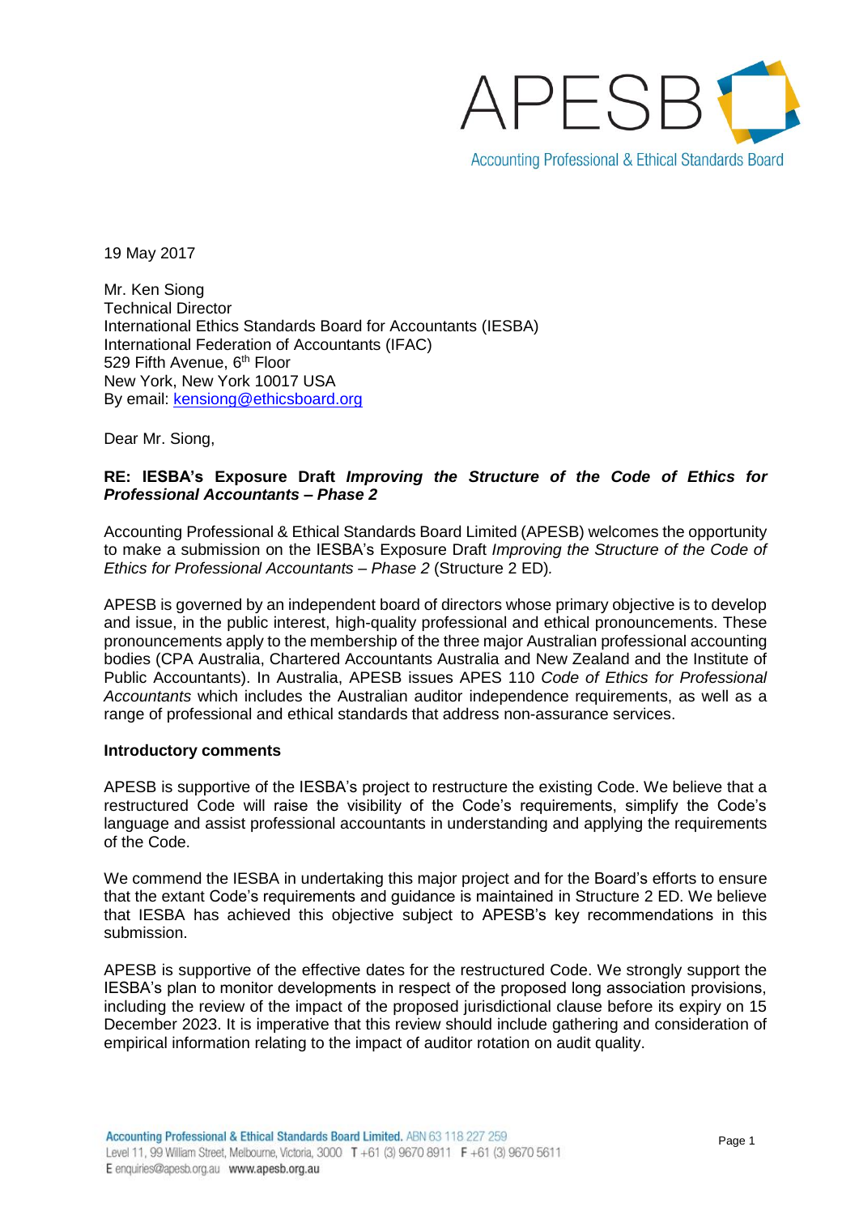APESB

Accounting Professional & Ethical Standards Board

19 May 2017

Mr. Ken Siong
Technical Director
International Ethics Standards Board for Accountants (IESBA)
International Federation of Accountants (IFAC)
529 Fifth Avenue, 6th Floor
New York, New York 10017 USA
By email: kensiong@ethicsboard.org

Dear Mr. Siong,

**RE: IESBA's Exposure Draft *Improving the Structure of the Code of Ethics for Professional Accountants – Phase 2***

Accounting Professional & Ethical Standards Board Limited (APESB) welcomes the opportunity to make a submission on the IESBA's Exposure Draft *Improving the Structure of the Code of Ethics for Professional Accountants – Phase 2* (Structure 2 ED).

APESB is governed by an independent board of directors whose primary objective is to develop and issue, in the public interest, high-quality professional and ethical pronouncements. These pronouncements apply to the membership of the three major Australian professional accounting bodies (CPA Australia, Chartered Accountants Australia and New Zealand and the Institute of Public Accountants). In Australia, APESB issues APES 110 *Code of Ethics for Professional Accountants* which includes the Australian auditor independence requirements, as well as a range of professional and ethical standards that address non-assurance services.

**Introductory comments**

APESB is supportive of the IESBA's project to restructure the existing Code. We believe that a restructured Code will raise the visibility of the Code's requirements, simplify the Code's language and assist professional accountants in understanding and applying the requirements of the Code.

We commend the IESBA in undertaking this major project and for the Board's efforts to ensure that the extant Code's requirements and guidance is maintained in Structure 2 ED. We believe that IESBA has achieved this objective subject to APESB's key recommendations in this submission.

APESB is supportive of the effective dates for the restructured Code. We strongly support the IESBA's plan to monitor developments in respect of the proposed long association provisions, including the review of the impact of the proposed jurisdictional clause before its expiry on 15 December 2023. It is imperative that this review should include gathering and consideration of empirical information relating to the impact of auditor rotation on audit quality.

Accounting Professional & Ethical Standards Board Limited. ABN 63 118 227 259
Level 11, 99 William Street, Melbourne, Victoria, 3000 T +61 (3) 9670 8911 F +61 (3) 9670 5611
E enquiries@apesb.org.au www.apesb.org.au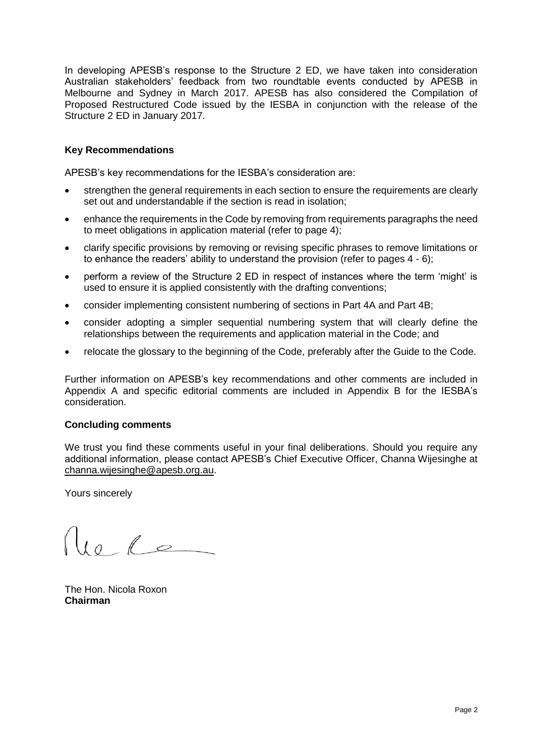In developing APESB's response to the Structure 2 ED, we have taken into consideration Australian stakeholders' feedback from two roundtable events conducted by APESB in Melbourne and Sydney in March 2017. APESB has also considered the Compilation of Proposed Restructured Code issued by the IESBA in conjunction with the release of the Structure 2 ED in January 2017.

**Key Recommendations**

APESB's key recommendations for the IESBA's consideration are:

- strengthen the general requirements in each section to ensure the requirements are clearly set out and understandable if the section is read in isolation;
- enhance the requirements in the Code by removing from requirements paragraphs the need to meet obligations in application material (refer to page 4);
- clarify specific provisions by removing or revising specific phrases to remove limitations or to enhance the readers' ability to understand the provision (refer to pages 4 - 6);
- perform a review of the Structure 2 ED in respect of instances where the term 'might' is used to ensure it is applied consistently with the drafting conventions;
- consider implementing consistent numbering of sections in Part 4A and Part 4B;
- consider adopting a simpler sequential numbering system that will clearly define the relationships between the requirements and application material in the Code; and
- relocate the glossary to the beginning of the Code, preferably after the Guide to the Code.

Further information on APESB's key recommendations and other comments are included in Appendix A and specific editorial comments are included in Appendix B for the IESBA's consideration.

**Concluding comments**

We trust you find these comments useful in your final deliberations. Should you require any additional information, please contact APESB's Chief Executive Officer, Channa Wijesinghe at channa.wijesinghe@apesb.org.au.

Yours sincerely

The Hon. Nicola Roxon
**Chairman**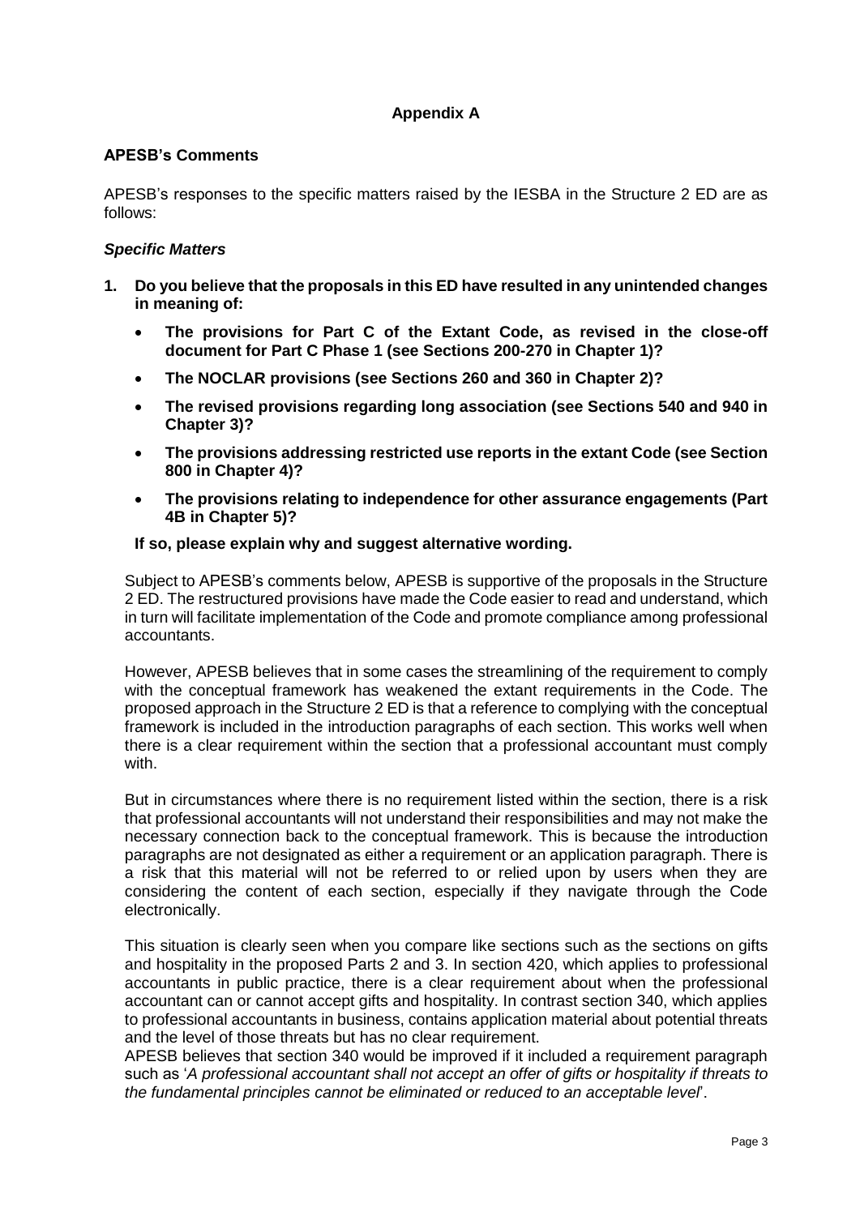## Appendix A

### APESB's Comments

APESB's responses to the specific matters raised by the IESBA in the Structure 2 ED are as follows:

#### *Specific Matters*

1. **Do you believe that the proposals in this ED have resulted in any unintended changes in meaning of:**

   - **The provisions for Part C of the Extant Code, as revised in the close-off document for Part C Phase 1 (see Sections 200-270 in Chapter 1)?**
   - **The NOCLAR provisions (see Sections 260 and 360 in Chapter 2)?**
   - **The revised provisions regarding long association (see Sections 540 and 940 in Chapter 3)?**
   - **The provisions addressing restricted use reports in the extant Code (see Section 800 in Chapter 4)?**
   - **The provisions relating to independence for other assurance engagements (Part 4B in Chapter 5)?**

   **If so, please explain why and suggest alternative wording.**

   Subject to APESB's comments below, APESB is supportive of the proposals in the Structure 2 ED. The restructured provisions have made the Code easier to read and understand, which in turn will facilitate implementation of the Code and promote compliance among professional accountants.

   However, APESB believes that in some cases the streamlining of the requirement to comply with the conceptual framework has weakened the extant requirements in the Code. The proposed approach in the Structure 2 ED is that a reference to complying with the conceptual framework is included in the introduction paragraphs of each section. This works well when there is a clear requirement within the section that a professional accountant must comply with.

   But in circumstances where there is no requirement listed within the section, there is a risk that professional accountants will not understand their responsibilities and may not make the necessary connection back to the conceptual framework. This is because the introduction paragraphs are not designated as either a requirement or an application paragraph. There is a risk that this material will not be referred to or relied upon by users when they are considering the content of each section, especially if they navigate through the Code electronically.

   This situation is clearly seen when you compare like sections such as the sections on gifts and hospitality in the proposed Parts 2 and 3. In section 420, which applies to professional accountants in public practice, there is a clear requirement about when the professional accountant can or cannot accept gifts and hospitality. In contrast section 340, which applies to professional accountants in business, contains application material about potential threats and the level of those threats but has no clear requirement.

   APESB believes that section 340 would be improved if it included a requirement paragraph such as '*A professional accountant shall not accept an offer of gifts or hospitality if threats to the fundamental principles cannot be eliminated or reduced to an acceptable level*'.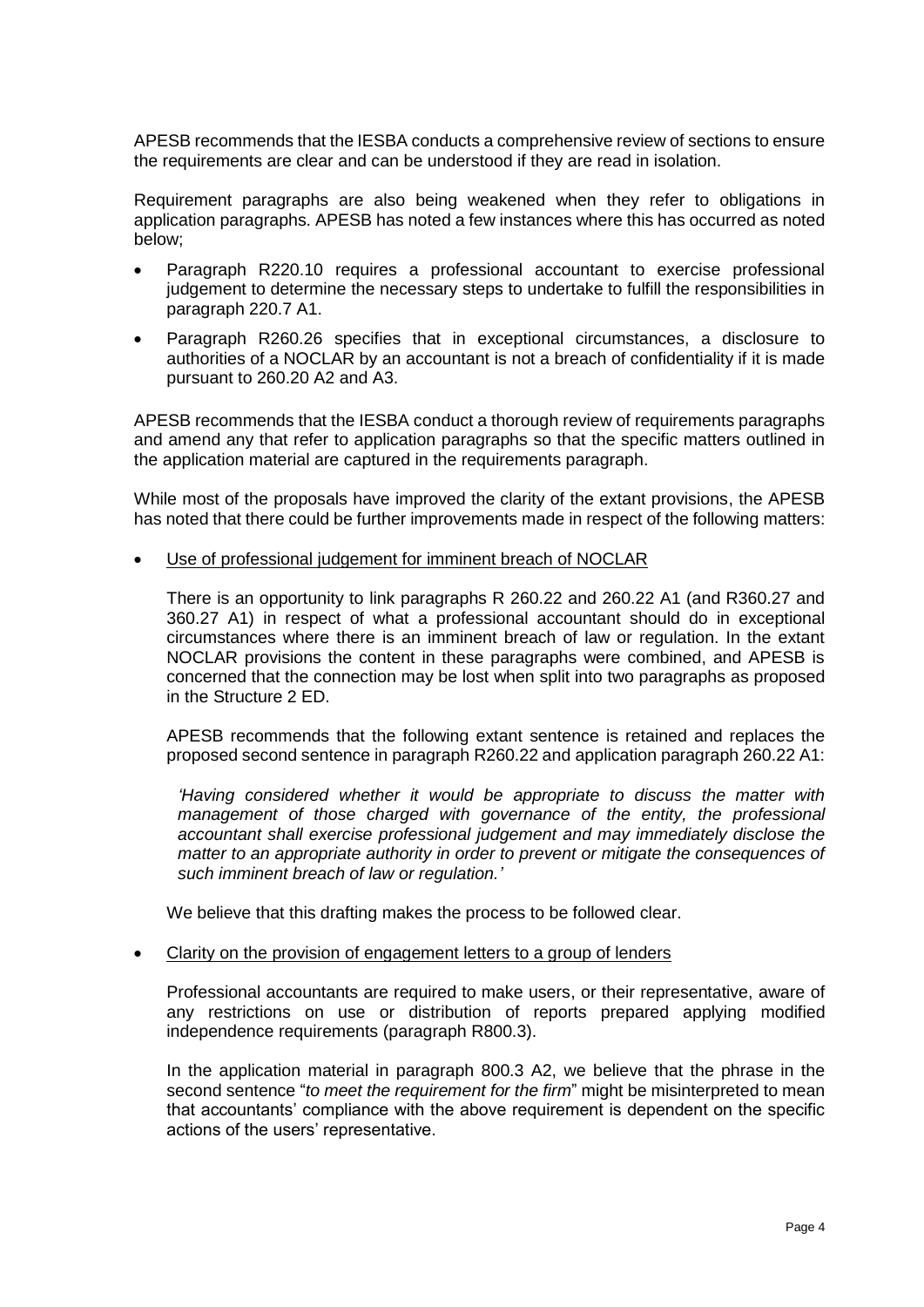APESB recommends that the IESBA conducts a comprehensive review of sections to ensure the requirements are clear and can be understood if they are read in isolation.

Requirement paragraphs are also being weakened when they refer to obligations in application paragraphs. APESB has noted a few instances where this has occurred as noted below;

- Paragraph R220.10 requires a professional accountant to exercise professional judgement to determine the necessary steps to undertake to fulfill the responsibilities in paragraph 220.7 A1.
- Paragraph R260.26 specifies that in exceptional circumstances, a disclosure to authorities of a NOCLAR by an accountant is not a breach of confidentiality if it is made pursuant to 260.20 A2 and A3.

APESB recommends that the IESBA conduct a thorough review of requirements paragraphs and amend any that refer to application paragraphs so that the specific matters outlined in the application material are captured in the requirements paragraph.

While most of the proposals have improved the clarity of the extant provisions, the APESB has noted that there could be further improvements made in respect of the following matters:

- Use of professional judgement for imminent breach of NOCLAR

  There is an opportunity to link paragraphs R 260.22 and 260.22 A1 (and R360.27 and 360.27 A1) in respect of what a professional accountant should do in exceptional circumstances where there is an imminent breach of law or regulation. In the extant NOCLAR provisions the content in these paragraphs were combined, and APESB is concerned that the connection may be lost when split into two paragraphs as proposed in the Structure 2 ED.

  APESB recommends that the following extant sentence is retained and replaces the proposed second sentence in paragraph R260.22 and application paragraph 260.22 A1:

  > *'Having considered whether it would be appropriate to discuss the matter with management of those charged with governance of the entity, the professional accountant shall exercise professional judgement and may immediately disclose the matter to an appropriate authority in order to prevent or mitigate the consequences of such imminent breach of law or regulation.'*

  We believe that this drafting makes the process to be followed clear.

- Clarity on the provision of engagement letters to a group of lenders

  Professional accountants are required to make users, or their representative, aware of any restrictions on use or distribution of reports prepared applying modified independence requirements (paragraph R800.3).

  In the application material in paragraph 800.3 A2, we believe that the phrase in the second sentence "*to meet the requirement for the firm*" might be misinterpreted to mean that accountants' compliance with the above requirement is dependent on the specific actions of the users' representative.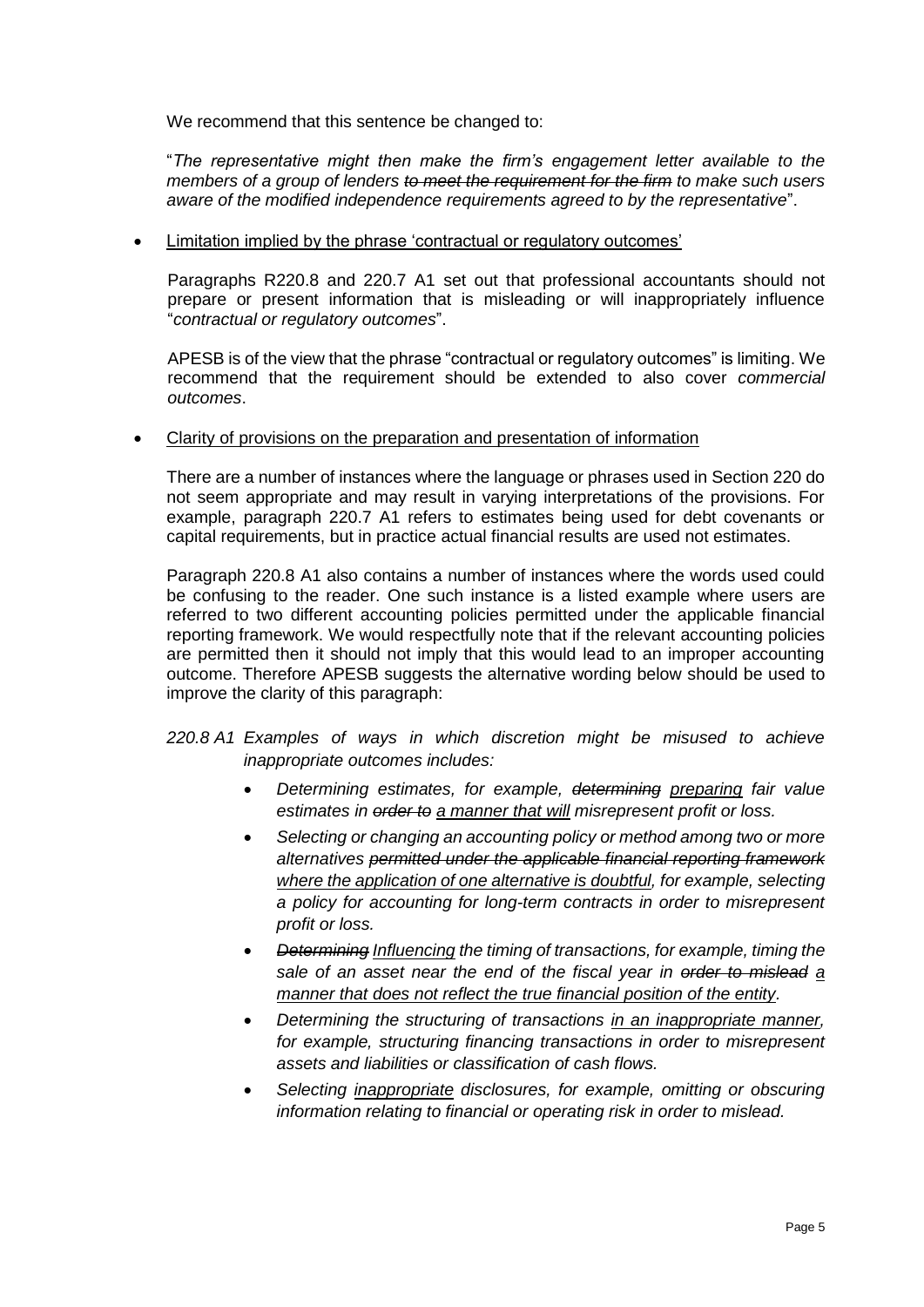We recommend that this sentence be changed to:

"*The representative might then make the firm's engagement letter available to the members of a group of lenders ~~to meet the requirement for the firm~~ to make such users aware of the modified independence requirements agreed to by the representative*".

- <u>Limitation implied by the phrase 'contractual or regulatory outcomes'</u>

  Paragraphs R220.8 and 220.7 A1 set out that professional accountants should not prepare or present information that is misleading or will inappropriately influence "*contractual or regulatory outcomes*".

  APESB is of the view that the phrase "contractual or regulatory outcomes" is limiting. We recommend that the requirement should be extended to also cover *commercial outcomes*.

- <u>Clarity of provisions on the preparation and presentation of information</u>

  There are a number of instances where the language or phrases used in Section 220 do not seem appropriate and may result in varying interpretations of the provisions. For example, paragraph 220.7 A1 refers to estimates being used for debt covenants or capital requirements, but in practice actual financial results are used not estimates.

  Paragraph 220.8 A1 also contains a number of instances where the words used could be confusing to the reader. One such instance is a listed example where users are referred to two different accounting policies permitted under the applicable financial reporting framework. We would respectfully note that if the relevant accounting policies are permitted then it should not imply that this would lead to an improper accounting outcome. Therefore APESB suggests the alternative wording below should be used to improve the clarity of this paragraph:

*220.8 A1 Examples of ways in which discretion might be misused to achieve inappropriate outcomes includes:*

- *Determining estimates, for example, ~~determining~~ <u>preparing</u> fair value estimates in ~~order to~~ <u>a manner that will</u> misrepresent profit or loss.*
- *Selecting or changing an accounting policy or method among two or more alternatives ~~permitted under the applicable financial reporting framework~~ <u>where the application of one alternative is doubtful</u>, for example, selecting a policy for accounting for long-term contracts in order to misrepresent profit or loss.*
- *~~Determining~~ <u>Influencing</u> the timing of transactions, for example, timing the sale of an asset near the end of the fiscal year in ~~order to mislead~~ <u>a manner that does not reflect the true financial position of the entity</u>.*
- *Determining the structuring of transactions <u>in an inappropriate manner</u>, for example, structuring financing transactions in order to misrepresent assets and liabilities or classification of cash flows.*
- *Selecting <u>inappropriate</u> disclosures, for example, omitting or obscuring information relating to financial or operating risk in order to mislead.*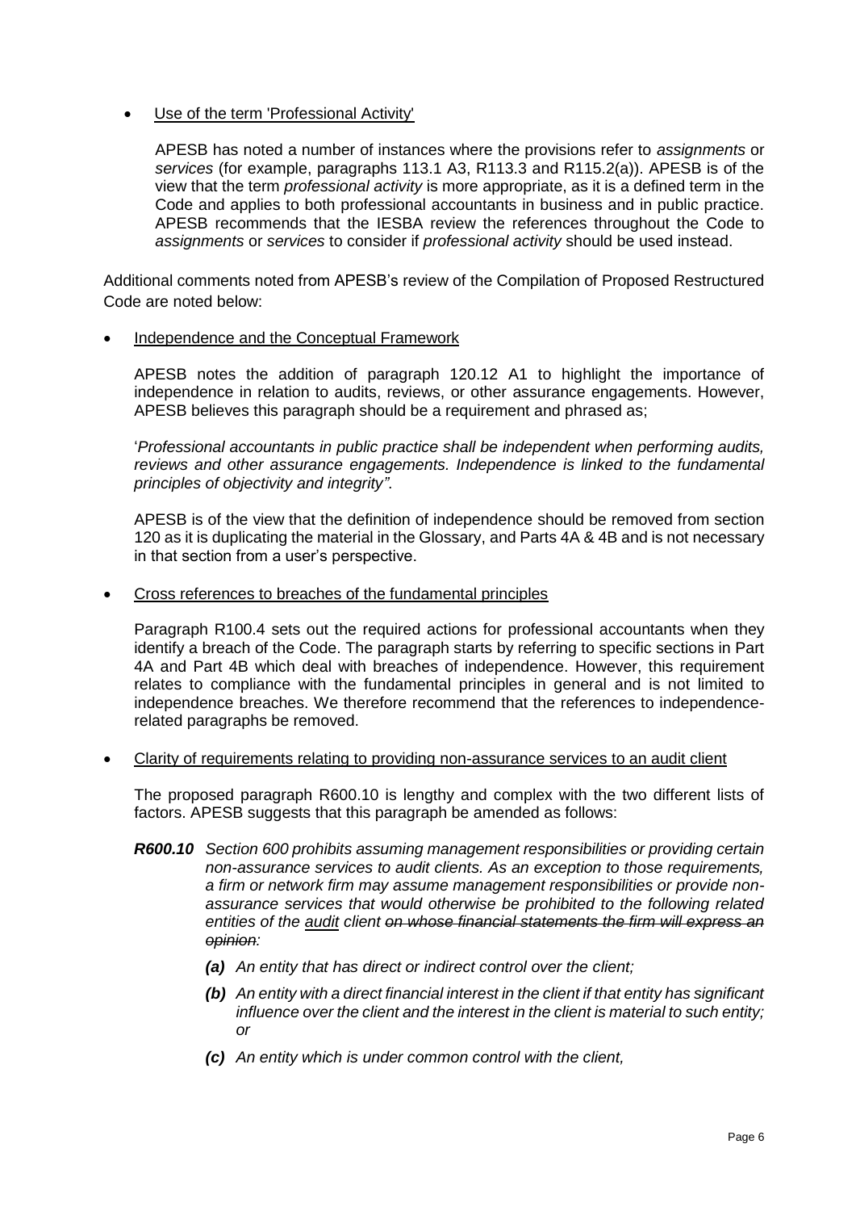- Use of the term 'Professional Activity'

  APESB has noted a number of instances where the provisions refer to *assignments* or *services* (for example, paragraphs 113.1 A3, R113.3 and R115.2(a)). APESB is of the view that the term *professional activity* is more appropriate, as it is a defined term in the Code and applies to both professional accountants in business and in public practice. APESB recommends that the IESBA review the references throughout the Code to *assignments* or *services* to consider if *professional activity* should be used instead.

Additional comments noted from APESB's review of the Compilation of Proposed Restructured Code are noted below:

- Independence and the Conceptual Framework

  APESB notes the addition of paragraph 120.12 A1 to highlight the importance of independence in relation to audits, reviews, or other assurance engagements. However, APESB believes this paragraph should be a requirement and phrased as;

  '*Professional accountants in public practice shall be independent when performing audits, reviews and other assurance engagements. Independence is linked to the fundamental principles of objectivity and integrity"*.

  APESB is of the view that the definition of independence should be removed from section 120 as it is duplicating the material in the Glossary, and Parts 4A & 4B and is not necessary in that section from a user's perspective.

- Cross references to breaches of the fundamental principles

  Paragraph R100.4 sets out the required actions for professional accountants when they identify a breach of the Code. The paragraph starts by referring to specific sections in Part 4A and Part 4B which deal with breaches of independence. However, this requirement relates to compliance with the fundamental principles in general and is not limited to independence breaches. We therefore recommend that the references to independence-related paragraphs be removed.

- Clarity of requirements relating to providing non-assurance services to an audit client

  The proposed paragraph R600.10 is lengthy and complex with the two different lists of factors. APESB suggests that this paragraph be amended as follows:

  ***R600.10*** *Section 600 prohibits assuming management responsibilities or providing certain non-assurance services to audit clients. As an exception to those requirements, a firm or network firm may assume management responsibilities or provide non-assurance services that would otherwise be prohibited to the following related entities of the <u>audit</u> client ~~on whose financial statements the firm will express an opinion~~:*

  - ***(a)*** *An entity that has direct or indirect control over the client;*
  - ***(b)*** *An entity with a direct financial interest in the client if that entity has significant influence over the client and the interest in the client is material to such entity; or*
  - ***(c)*** *An entity which is under common control with the client,*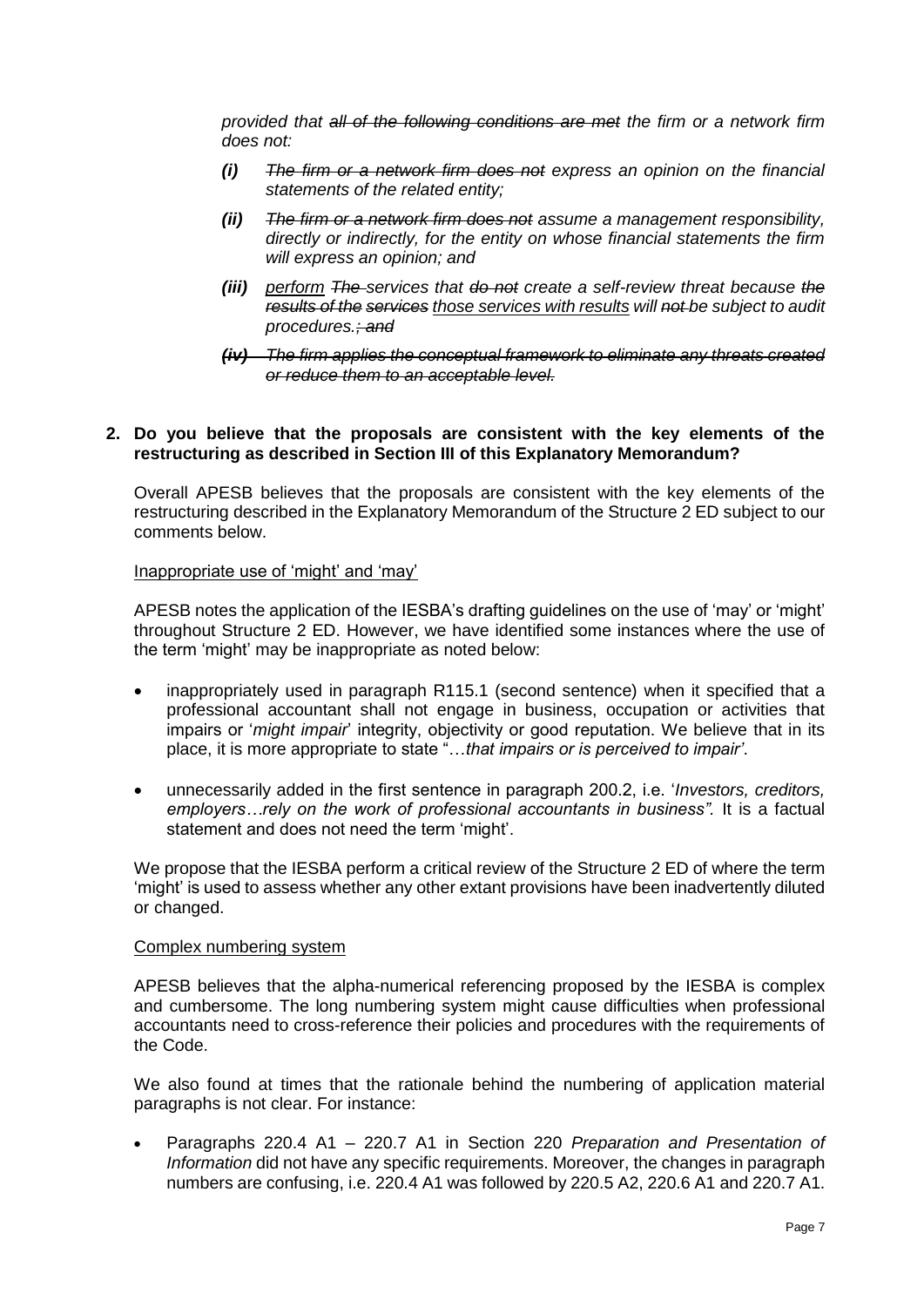*provided that ~~all of the following conditions are met~~ the firm or a network firm does not:*

> ***(i)*** *~~The firm or a network firm does not~~ express an opinion on the financial statements of the related entity;*
>
> ***(ii)*** *~~The firm or a network firm does not~~ assume a management responsibility, directly or indirectly, for the entity on whose financial statements the firm will express an opinion; and*
>
> ***(iii)*** *<u>perform</u> ~~The~~ services that ~~do not~~ create a self-review threat because ~~the results of the services~~ <u>those services with results</u> will ~~not~~ be subject to audit procedures.~~; and~~*
>
> ***~~(iv)~~*** *~~The firm applies the conceptual framework to eliminate any threats created or reduce them to an acceptable level.~~*

**2. Do you believe that the proposals are consistent with the key elements of the restructuring as described in Section III of this Explanatory Memorandum?**

Overall APESB believes that the proposals are consistent with the key elements of the restructuring described in the Explanatory Memorandum of the Structure 2 ED subject to our comments below.

<u>Inappropriate use of 'might' and 'may'</u>

APESB notes the application of the IESBA's drafting guidelines on the use of 'may' or 'might' throughout Structure 2 ED. However, we have identified some instances where the use of the term 'might' may be inappropriate as noted below:

- inappropriately used in paragraph R115.1 (second sentence) when it specified that a professional accountant shall not engage in business, occupation or activities that impairs or '*might impair*' integrity, objectivity or good reputation. We believe that in its place, it is more appropriate to state "…*that impairs or is perceived to impair'*.
- unnecessarily added in the first sentence in paragraph 200.2, i.e. '*Investors, creditors, employers…rely on the work of professional accountants in business".* It is a factual statement and does not need the term 'might'.

We propose that the IESBA perform a critical review of the Structure 2 ED of where the term 'might' is used to assess whether any other extant provisions have been inadvertently diluted or changed.

<u>Complex numbering system</u>

APESB believes that the alpha-numerical referencing proposed by the IESBA is complex and cumbersome. The long numbering system might cause difficulties when professional accountants need to cross-reference their policies and procedures with the requirements of the Code.

We also found at times that the rationale behind the numbering of application material paragraphs is not clear. For instance:

- Paragraphs 220.4 A1 – 220.7 A1 in Section 220 *Preparation and Presentation of Information* did not have any specific requirements. Moreover, the changes in paragraph numbers are confusing, i.e. 220.4 A1 was followed by 220.5 A2, 220.6 A1 and 220.7 A1.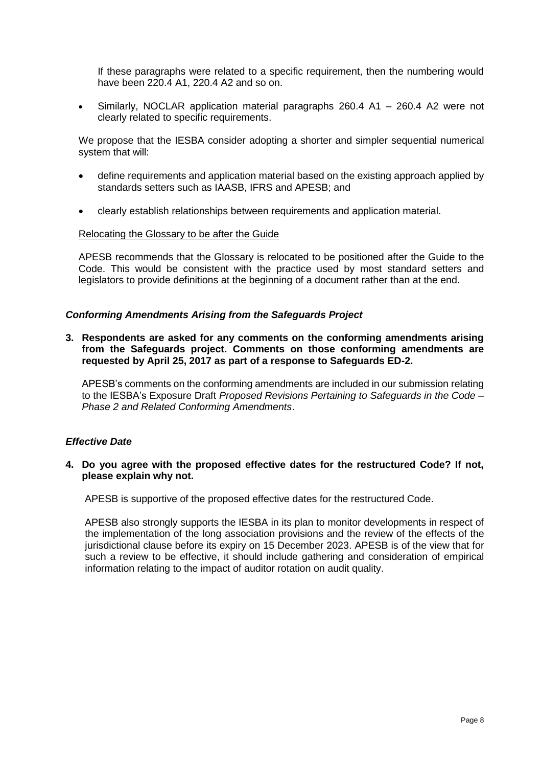If these paragraphs were related to a specific requirement, then the numbering would have been 220.4 A1, 220.4 A2 and so on.

- Similarly, NOCLAR application material paragraphs 260.4 A1 – 260.4 A2 were not clearly related to specific requirements.

We propose that the IESBA consider adopting a shorter and simpler sequential numerical system that will:

- define requirements and application material based on the existing approach applied by standards setters such as IAASB, IFRS and APESB; and
- clearly establish relationships between requirements and application material.

Relocating the Glossary to be after the Guide

APESB recommends that the Glossary is relocated to be positioned after the Guide to the Code. This would be consistent with the practice used by most standard setters and legislators to provide definitions at the beginning of a document rather than at the end.

### *Conforming Amendments Arising from the Safeguards Project*

**3. Respondents are asked for any comments on the conforming amendments arising from the Safeguards project. Comments on those conforming amendments are requested by April 25, 2017 as part of a response to Safeguards ED-2.**

APESB's comments on the conforming amendments are included in our submission relating to the IESBA's Exposure Draft *Proposed Revisions Pertaining to Safeguards in the Code – Phase 2 and Related Conforming Amendments*.

### *Effective Date*

**4. Do you agree with the proposed effective dates for the restructured Code? If not, please explain why not.**

APESB is supportive of the proposed effective dates for the restructured Code.

APESB also strongly supports the IESBA in its plan to monitor developments in respect of the implementation of the long association provisions and the review of the effects of the jurisdictional clause before its expiry on 15 December 2023. APESB is of the view that for such a review to be effective, it should include gathering and consideration of empirical information relating to the impact of auditor rotation on audit quality.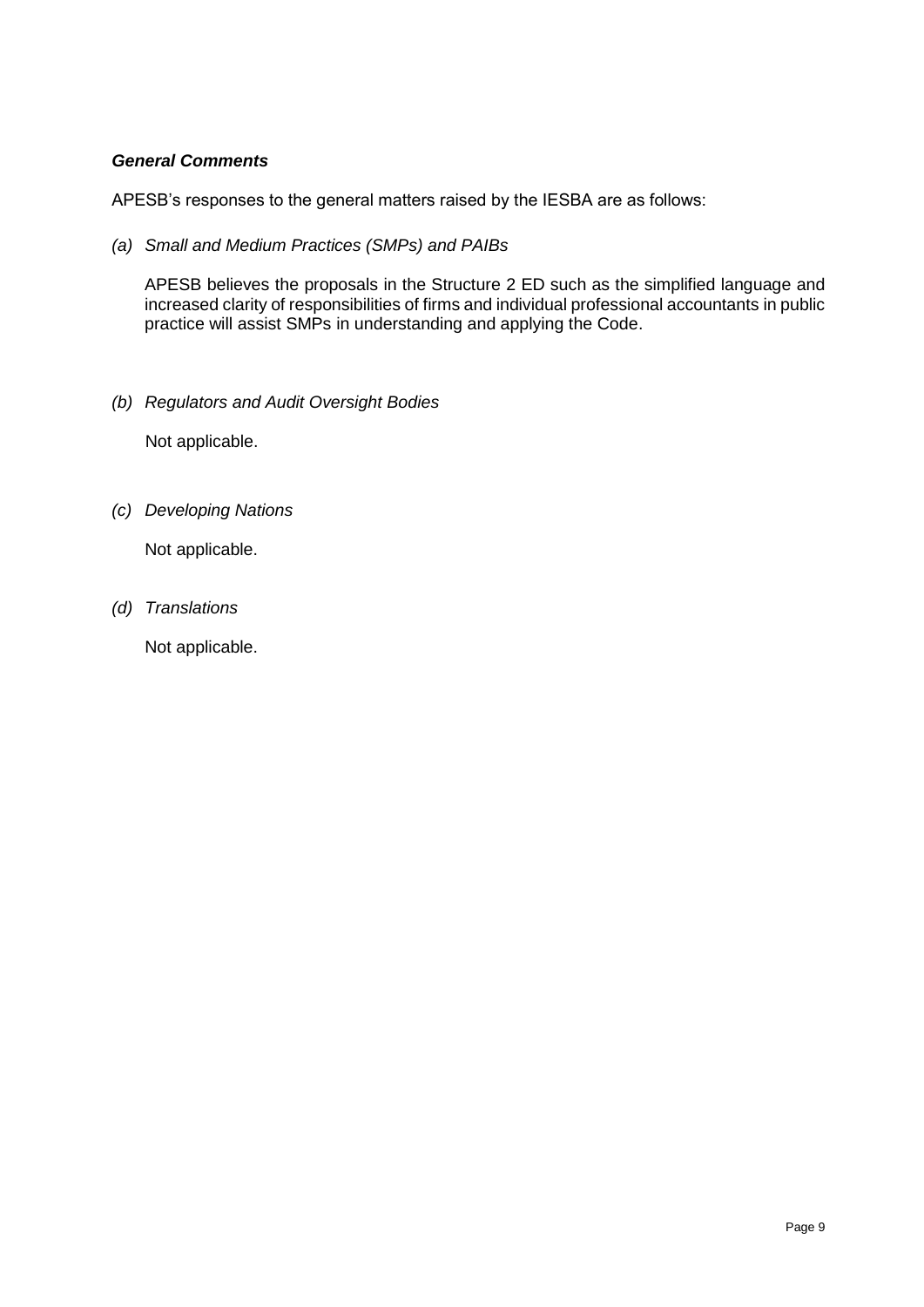### ***General Comments***

APESB's responses to the general matters raised by the IESBA are as follows:

*(a) Small and Medium Practices (SMPs) and PAIBs*

APESB believes the proposals in the Structure 2 ED such as the simplified language and increased clarity of responsibilities of firms and individual professional accountants in public practice will assist SMPs in understanding and applying the Code.

*(b) Regulators and Audit Oversight Bodies*

Not applicable.

*(c) Developing Nations*

Not applicable.

*(d) Translations*

Not applicable.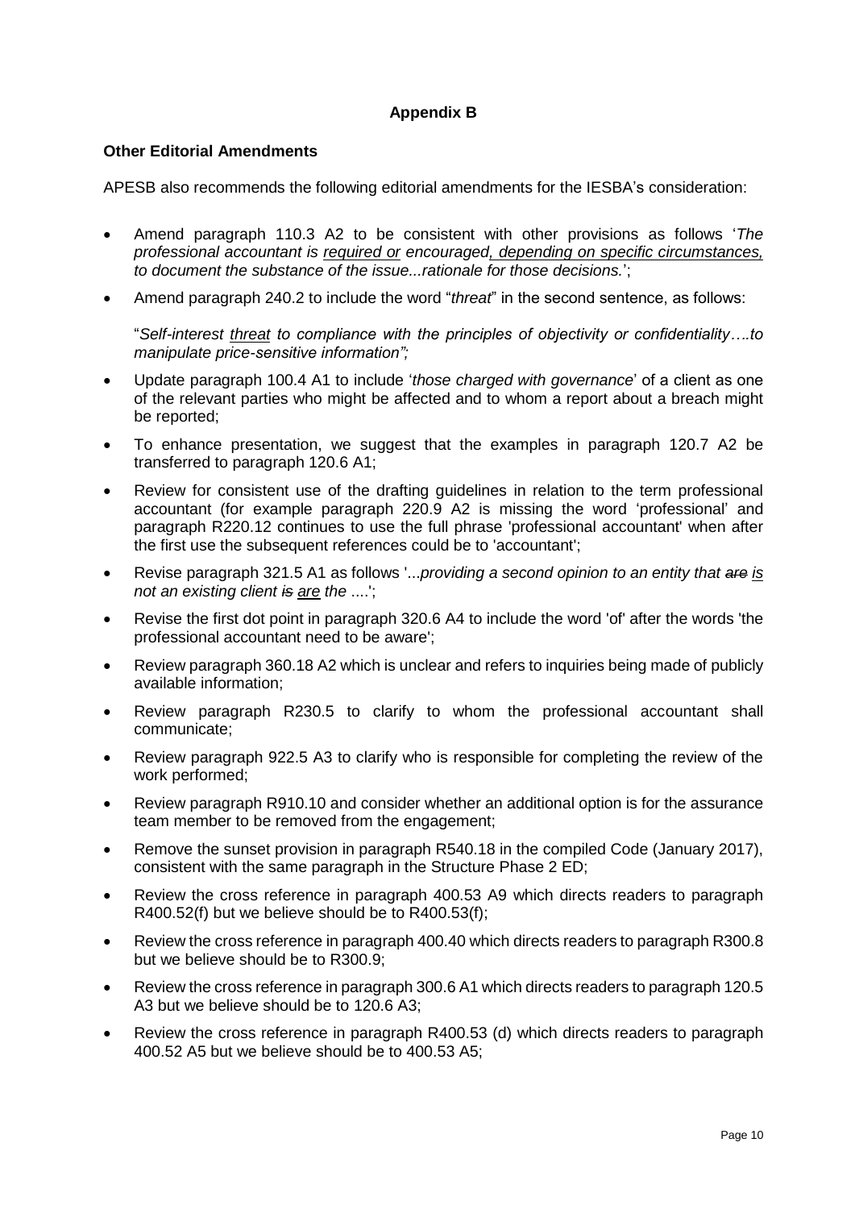**Appendix B**

**Other Editorial Amendments**

APESB also recommends the following editorial amendments for the IESBA's consideration:

- Amend paragraph 110.3 A2 to be consistent with other provisions as follows '*The professional accountant is <u>required or</u> encouraged<u>, depending on specific circumstances,</u> to document the substance of the issue...rationale for those decisions.*';
- Amend paragraph 240.2 to include the word "*threat*" in the second sentence, as follows:

  "*Self-interest <u>threat</u> to compliance with the principles of objectivity or confidentiality….to manipulate price-sensitive information";*
- Update paragraph 100.4 A1 to include '*those charged with governance*' of a client as one of the relevant parties who might be affected and to whom a report about a breach might be reported;
- To enhance presentation, we suggest that the examples in paragraph 120.7 A2 be transferred to paragraph 120.6 A1;
- Review for consistent use of the drafting guidelines in relation to the term professional accountant (for example paragraph 220.9 A2 is missing the word 'professional' and paragraph R220.12 continues to use the full phrase 'professional accountant' when after the first use the subsequent references could be to 'accountant';
- Revise paragraph 321.5 A1 as follows '...*providing a second opinion to an entity that ~~are~~ <u>is</u> not an existing client ~~is~~ <u>are</u> the* ....';
- Revise the first dot point in paragraph 320.6 A4 to include the word 'of' after the words 'the professional accountant need to be aware';
- Review paragraph 360.18 A2 which is unclear and refers to inquiries being made of publicly available information;
- Review paragraph R230.5 to clarify to whom the professional accountant shall communicate;
- Review paragraph 922.5 A3 to clarify who is responsible for completing the review of the work performed;
- Review paragraph R910.10 and consider whether an additional option is for the assurance team member to be removed from the engagement;
- Remove the sunset provision in paragraph R540.18 in the compiled Code (January 2017), consistent with the same paragraph in the Structure Phase 2 ED;
- Review the cross reference in paragraph 400.53 A9 which directs readers to paragraph R400.52(f) but we believe should be to R400.53(f);
- Review the cross reference in paragraph 400.40 which directs readers to paragraph R300.8 but we believe should be to R300.9;
- Review the cross reference in paragraph 300.6 A1 which directs readers to paragraph 120.5 A3 but we believe should be to 120.6 A3;
- Review the cross reference in paragraph R400.53 (d) which directs readers to paragraph 400.52 A5 but we believe should be to 400.53 A5;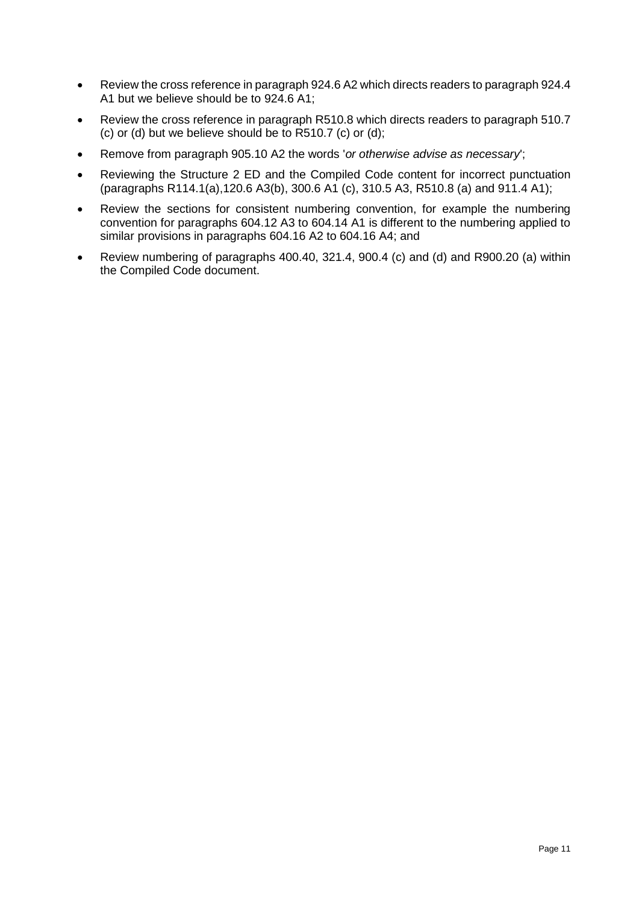- Review the cross reference in paragraph 924.6 A2 which directs readers to paragraph 924.4 A1 but we believe should be to 924.6 A1;
- Review the cross reference in paragraph R510.8 which directs readers to paragraph 510.7 (c) or (d) but we believe should be to R510.7 (c) or (d);
- Remove from paragraph 905.10 A2 the words '*or otherwise advise as necessary*';
- Reviewing the Structure 2 ED and the Compiled Code content for incorrect punctuation (paragraphs R114.1(a),120.6 A3(b), 300.6 A1 (c), 310.5 A3, R510.8 (a) and 911.4 A1);
- Review the sections for consistent numbering convention, for example the numbering convention for paragraphs 604.12 A3 to 604.14 A1 is different to the numbering applied to similar provisions in paragraphs 604.16 A2 to 604.16 A4; and
- Review numbering of paragraphs 400.40, 321.4, 900.4 (c) and (d) and R900.20 (a) within the Compiled Code document.